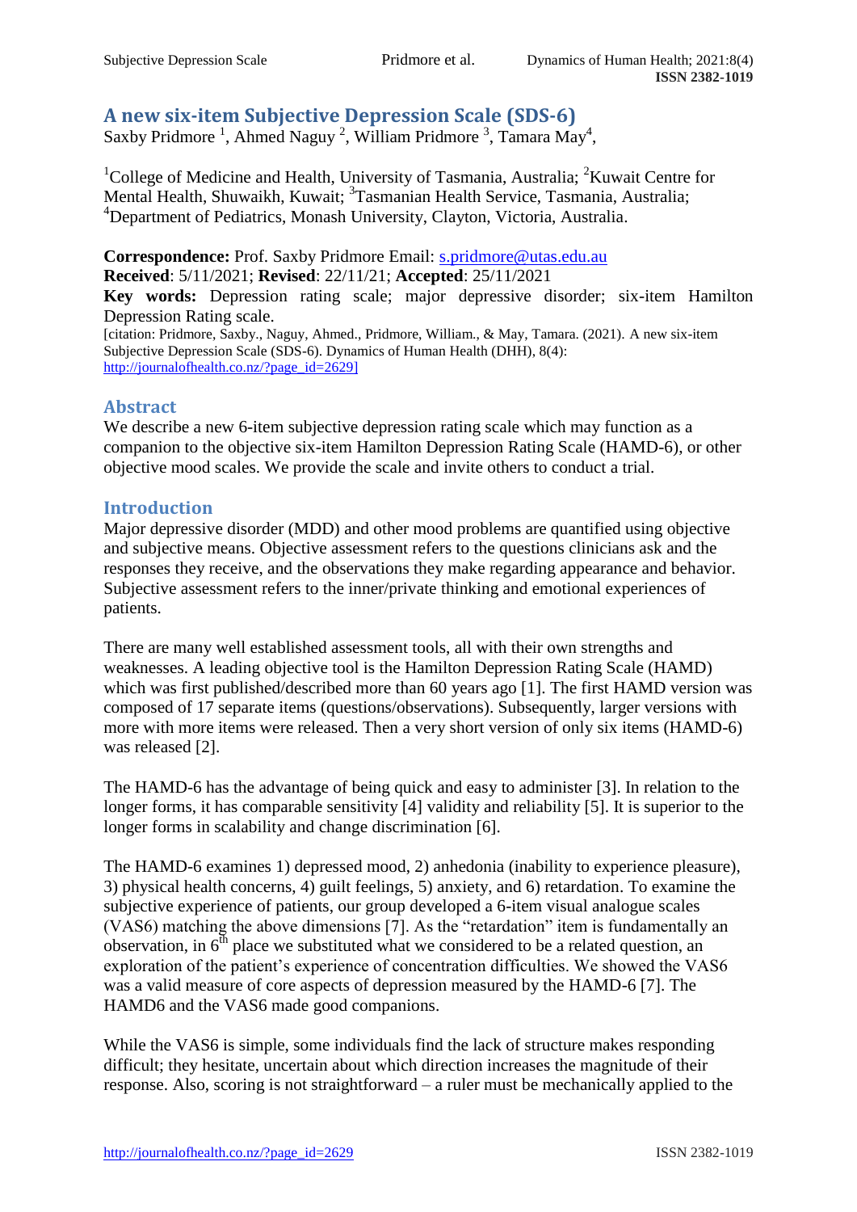# A new six-item Subjective Depression Scale (SDS-6)

Saxby Pridmore [1], Ahmed Naguy [2], William Pridmore [3], Tamara May[4],

[1]College of Medicine and Health, University of Tasmania, Australia; [2]Kuwait Centre for Mental Health, Shuwaikh, Kuwait; [3]Tasmanian Health Service, Tasmania, Australia; [4]Department of Pediatrics, Monash University, Clayton, Victoria, Australia.

**Correspondence:** Prof. Saxby Pridmore Email: s.pridmore@utas.edu.au
**Received**: 5/11/2021; **Revised**: 22/11/21; **Accepted**: 25/11/2021
**Key words:** Depression rating scale; major depressive disorder; six-item Hamilton Depression Rating scale.
[citation: Pridmore, Saxby., Naguy, Ahmed., Pridmore, William., & May, Tamara. (2021). A new six-item Subjective Depression Scale (SDS-6). Dynamics of Human Health (DHH), 8(4): http://journalofhealth.co.nz/?page_id=2629]

## Abstract

We describe a new 6-item subjective depression rating scale which may function as a companion to the objective six-item Hamilton Depression Rating Scale (HAMD-6), or other objective mood scales. We provide the scale and invite others to conduct a trial.

## Introduction

Major depressive disorder (MDD) and other mood problems are quantified using objective and subjective means. Objective assessment refers to the questions clinicians ask and the responses they receive, and the observations they make regarding appearance and behavior. Subjective assessment refers to the inner/private thinking and emotional experiences of patients.

There are many well established assessment tools, all with their own strengths and weaknesses. A leading objective tool is the Hamilton Depression Rating Scale (HAMD) which was first published/described more than 60 years ago [1]. The first HAMD version was composed of 17 separate items (questions/observations). Subsequently, larger versions with more with more items were released. Then a very short version of only six items (HAMD-6) was released [2].

The HAMD-6 has the advantage of being quick and easy to administer [3]. In relation to the longer forms, it has comparable sensitivity [4] validity and reliability [5]. It is superior to the longer forms in scalability and change discrimination [6].

The HAMD-6 examines 1) depressed mood, 2) anhedonia (inability to experience pleasure), 3) physical health concerns, 4) guilt feelings, 5) anxiety, and 6) retardation. To examine the subjective experience of patients, our group developed a 6-item visual analogue scales (VAS6) matching the above dimensions [7]. As the "retardation" item is fundamentally an observation, in 6th place we substituted what we considered to be a related question, an exploration of the patient's experience of concentration difficulties. We showed the VAS6 was a valid measure of core aspects of depression measured by the HAMD-6 [7]. The HAMD6 and the VAS6 made good companions.

While the VAS6 is simple, some individuals find the lack of structure makes responding difficult; they hesitate, uncertain about which direction increases the magnitude of their response. Also, scoring is not straightforward – a ruler must be mechanically applied to the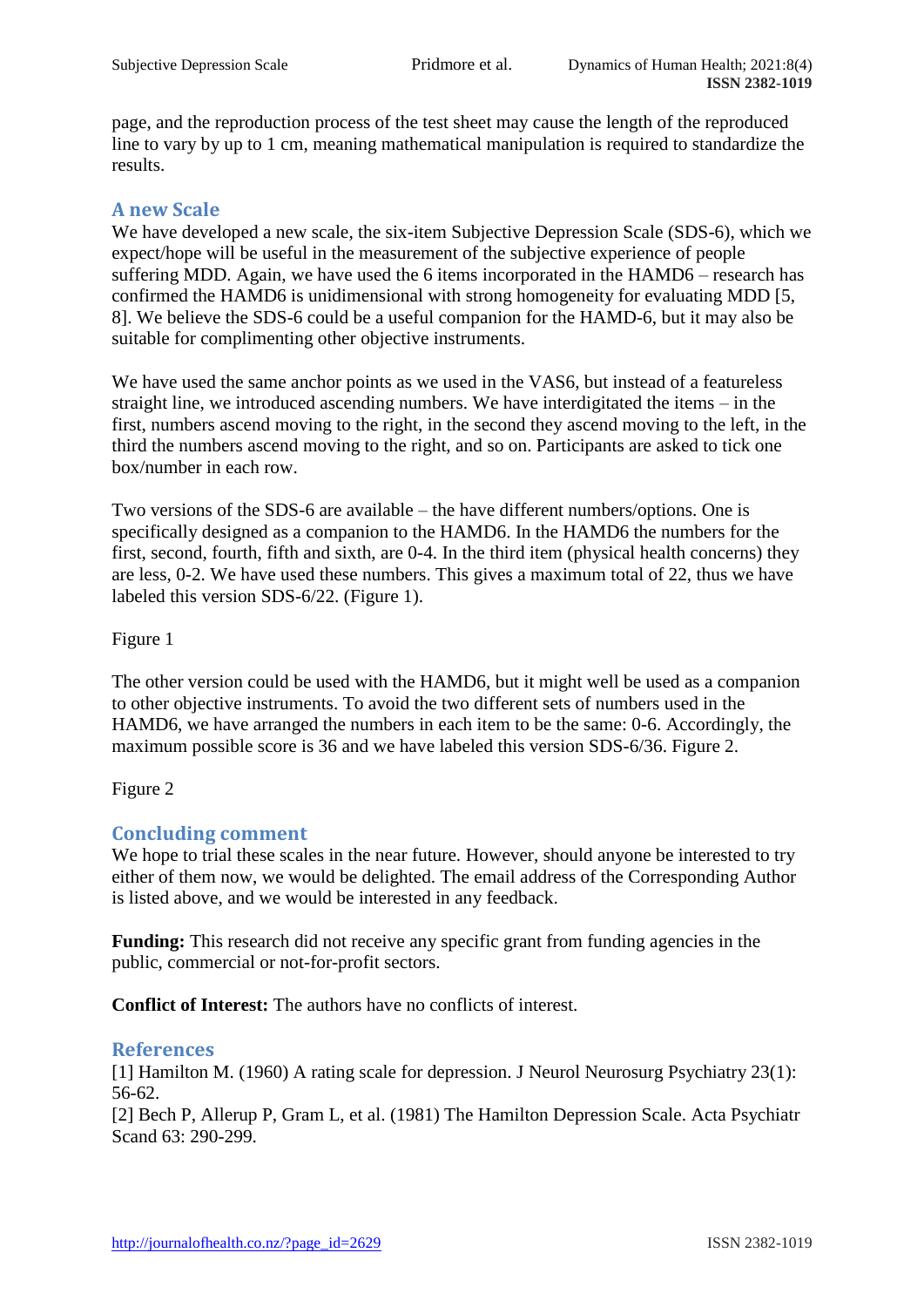page, and the reproduction process of the test sheet may cause the length of the reproduced line to vary by up to 1 cm, meaning mathematical manipulation is required to standardize the results.

## A new Scale

We have developed a new scale, the six-item Subjective Depression Scale (SDS-6), which we expect/hope will be useful in the measurement of the subjective experience of people suffering MDD. Again, we have used the 6 items incorporated in the HAMD6 – research has confirmed the HAMD6 is unidimensional with strong homogeneity for evaluating MDD [5, 8]. We believe the SDS-6 could be a useful companion for the HAMD-6, but it may also be suitable for complimenting other objective instruments.

We have used the same anchor points as we used in the VAS6, but instead of a featureless straight line, we introduced ascending numbers. We have interdigitated the items – in the first, numbers ascend moving to the right, in the second they ascend moving to the left, in the third the numbers ascend moving to the right, and so on. Participants are asked to tick one box/number in each row.

Two versions of the SDS-6 are available – the have different numbers/options. One is specifically designed as a companion to the HAMD6. In the HAMD6 the numbers for the first, second, fourth, fifth and sixth, are 0-4. In the third item (physical health concerns) they are less, 0-2. We have used these numbers. This gives a maximum total of 22, thus we have labeled this version SDS-6/22. (Figure 1).

Figure 1

The other version could be used with the HAMD6, but it might well be used as a companion to other objective instruments. To avoid the two different sets of numbers used in the HAMD6, we have arranged the numbers in each item to be the same: 0-6. Accordingly, the maximum possible score is 36 and we have labeled this version SDS-6/36. Figure 2.

Figure 2

## Concluding comment

We hope to trial these scales in the near future. However, should anyone be interested to try either of them now, we would be delighted. The email address of the Corresponding Author is listed above, and we would be interested in any feedback.

**Funding:** This research did not receive any specific grant from funding agencies in the public, commercial or not-for-profit sectors.

**Conflict of Interest:** The authors have no conflicts of interest.

## References

[1] Hamilton M. (1960) A rating scale for depression. J Neurol Neurosurg Psychiatry 23(1): 56-62.

[2] Bech P, Allerup P, Gram L, et al. (1981) The Hamilton Depression Scale. Acta Psychiatr Scand 63: 290-299.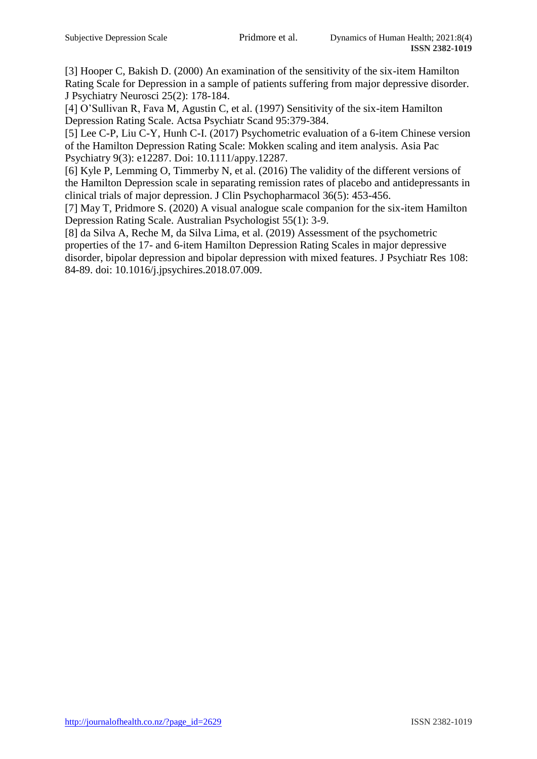[3] Hooper C, Bakish D. (2000) An examination of the sensitivity of the six-item Hamilton Rating Scale for Depression in a sample of patients suffering from major depressive disorder. J Psychiatry Neurosci 25(2): 178-184.

[4] O'Sullivan R, Fava M, Agustin C, et al. (1997) Sensitivity of the six-item Hamilton Depression Rating Scale. Actsa Psychiatr Scand 95:379-384.

[5] Lee C-P, Liu C-Y, Hunh C-I. (2017) Psychometric evaluation of a 6-item Chinese version of the Hamilton Depression Rating Scale: Mokken scaling and item analysis. Asia Pac Psychiatry 9(3): e12287. Doi: 10.1111/appy.12287.

[6] Kyle P, Lemming O, Timmerby N, et al. (2016) The validity of the different versions of the Hamilton Depression scale in separating remission rates of placebo and antidepressants in clinical trials of major depression. J Clin Psychopharmacol 36(5): 453-456.

[7] May T, Pridmore S. (2020) A visual analogue scale companion for the six-item Hamilton Depression Rating Scale. Australian Psychologist 55(1): 3-9.

[8] da Silva A, Reche M, da Silva Lima, et al. (2019) Assessment of the psychometric properties of the 17- and 6-item Hamilton Depression Rating Scales in major depressive disorder, bipolar depression and bipolar depression with mixed features. J Psychiatr Res 108: 84-89. doi: 10.1016/j.jpsychires.2018.07.009.